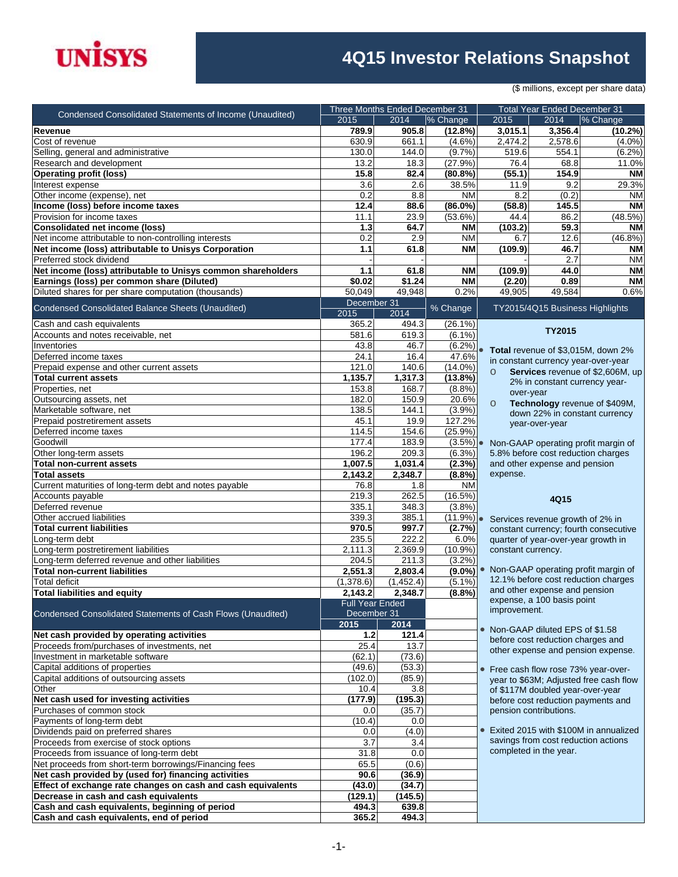# 4Q15 Investor Relations Snapshot

($ millions, except per share data)

| Condensed Consolidated Statements of Income (Unaudited) | Three Months Ended December 31 | | | Total Year Ended December 31 | | |
|---|---|---|---|---|---|---|
| | 2015 | 2014 | % Change | 2015 | 2014 | % Change |
| **Revenue** | **789.9** | **905.8** | **(12.8%)** | **3,015.1** | **3,356.4** | **(10.2%)** |
| Cost of revenue | 630.9 | 661.1 | (4.6%) | 2,474.2 | 2,578.6 | (4.0%) |
| Selling, general and administrative | 130.0 | 144.0 | (9.7%) | 519.6 | 554.1 | (6.2%) |
| Research and development | 13.2 | 18.3 | (27.9%) | 76.4 | 68.8 | 11.0% |
| **Operating profit (loss)** | **15.8** | **82.4** | **(80.8%)** | **(55.1)** | **154.9** | **NM** |
| Interest expense | 3.6 | 2.6 | 38.5% | 11.9 | 9.2 | 29.3% |
| Other income (expense), net | 0.2 | 8.8 | NM | 8.2 | (0.2) | NM |
| **Income (loss) before income taxes** | **12.4** | **88.6** | **(86.0%)** | **(58.8)** | **145.5** | **NM** |
| Provision for income taxes | 11.1 | 23.9 | (53.6%) | 44.4 | 86.2 | (48.5%) |
| **Consolidated net income (loss)** | **1.3** | **64.7** | **NM** | **(103.2)** | **59.3** | **NM** |
| Net income attributable to non-controlling interests | 0.2 | 2.9 | NM | 6.7 | 12.6 | (46.8%) |
| **Net income (loss) attributable to Unisys Corporation** | **1.1** | **61.8** | **NM** | **(109.9)** | **46.7** | **NM** |
| Preferred stock dividend | - | - | | - | 2.7 | NM |
| **Net income (loss) attributable to Unisys common shareholders** | **1.1** | **61.8** | **NM** | **(109.9)** | **44.0** | **NM** |
| **Earnings (loss) per common share (Diluted)** | **$0.02** | **$1.24** | **NM** | **(2.20)** | **0.89** | **NM** |
| Diluted shares for per share computation (thousands) | 50,049 | 49,948 | 0.2% | 49,905 | 49,584 | 0.6% |

| Condensed Consolidated Balance Sheets (Unaudited) | December 31 | | % Change |
|---|---|---|---|
| | 2015 | 2014 | |
| Cash and cash equivalents | 365.2 | 494.3 | (26.1%) |
| Accounts and notes receivable, net | 581.6 | 619.3 | (6.1%) |
| Inventories | 43.8 | 46.7 | (6.2%) |
| Deferred income taxes | 24.1 | 16.4 | 47.6% |
| Prepaid expense and other current assets | 121.0 | 140.6 | (14.0%) |
| **Total current assets** | **1,135.7** | **1,317.3** | **(13.8%)** |
| Properties, net | 153.8 | 168.7 | (8.8%) |
| Outsourcing assets, net | 182.0 | 150.9 | 20.6% |
| Marketable software, net | 138.5 | 144.1 | (3.9%) |
| Prepaid postretirement assets | 45.1 | 19.9 | 127.2% |
| Deferred income taxes | 114.5 | 154.6 | (25.9%) |
| Goodwill | 177.4 | 183.9 | (3.5%) |
| Other long-term assets | 196.2 | 209.3 | (6.3%) |
| **Total non-current assets** | **1,007.5** | **1,031.4** | **(2.3%)** |
| **Total assets** | **2,143.2** | **2,348.7** | **(8.8%)** |
| Current maturities of long-term debt and notes payable | 76.8 | 1.8 | NM |
| Accounts payable | 219.3 | 262.5 | (16.5%) |
| Deferred revenue | 335.1 | 348.3 | (3.8%) |
| Other accrued liabilities | 339.3 | 385.1 | (11.9%) |
| **Total current liabilities** | **970.5** | **997.7** | **(2.7%)** |
| Long-term debt | 235.5 | 222.2 | 6.0% |
| Long-term postretirement liabilities | 2,111.3 | 2,369.9 | (10.9%) |
| Long-term deferred revenue and other liabilities | 204.5 | 211.3 | (3.2%) |
| **Total non-current liabilities** | **2,551.3** | **2,803.4** | **(9.0%)** |
| Total deficit | (1,378.6) | (1,452.4) | (5.1%) |
| **Total liabilities and equity** | **2,143.2** | **2,348.7** | **(8.8%)** |

| Condensed Consolidated Statements of Cash Flows (Unaudited) | Full Year Ended December 31 | |
|---|---|---|
| | **2015** | **2014** |
| **Net cash provided by operating activities** | **1.2** | **121.4** |
| Proceeds from/purchases of investments, net | 25.4 | 13.7 |
| Investment in marketable software | (62.1) | (73.6) |
| Capital additions of properties | (49.6) | (53.3) |
| Capital additions of outsourcing assets | (102.0) | (85.9) |
| Other | 10.4 | 3.8 |
| **Net cash used for investing activities** | **(177.9)** | **(195.3)** |
| Purchases of common stock | 0.0 | (35.7) |
| Payments of long-term debt | (10.4) | 0.0 |
| Dividends paid on preferred shares | 0.0 | (4.0) |
| Proceeds from exercise of stock options | 3.7 | 3.4 |
| Proceeds from issuance of long-term debt | 31.8 | 0.0 |
| Net proceeds from short-term borrowings/Financing fees | 65.5 | (0.6) |
| **Net cash provided by (used for) financing activities** | **90.6** | **(36.9)** |
| **Effect of exchange rate changes on cash and cash equivalents** | **(43.0)** | **(34.7)** |
| **Decrease in cash and cash equivalents** | **(129.1)** | **(145.5)** |
| **Cash and cash equivalents, beginning of period** | **494.3** | **639.8** |
| **Cash and cash equivalents, end of period** | **365.2** | **494.3** |

## TY2015/4Q15 Business Highlights

### TY2015

- **Total** revenue of $3,015M, down 2% in constant currency year-over-year
  - **Services** revenue of $2,606M, up 2% in constant currency year-over-year
  - **Technology** revenue of $409M, down 22% in constant currency year-over-year
- Non-GAAP operating profit margin of 5.8% before cost reduction charges and other expense and pension expense.

### 4Q15

- Services revenue growth of 2% in constant currency; fourth consecutive quarter of year-over-year growth in constant currency.
- Non-GAAP operating profit margin of 12.1% before cost reduction charges and other expense and pension expense, a 100 basis point improvement.
- Non-GAAP diluted EPS of $1.58 before cost reduction charges and other expense and pension expense.
- Free cash flow rose 73% year-over-year to $63M; Adjusted free cash flow of $117M doubled year-over-year before cost reduction payments and pension contributions.
- Exited 2015 with $100M in annualized savings from cost reduction actions completed in the year.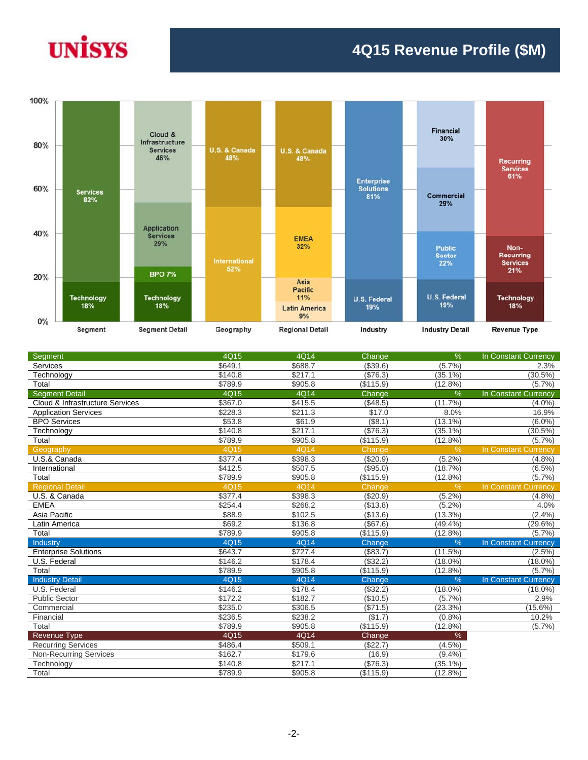# 4Q15 Revenue Profile ($M)

100%
80%
60%
40%
20%
0%

Segment: Services 82%; Technology 18%

Segment Detail: Cloud & Infrastructure Services 46%; Application Services 29%; BPO 7%; Technology 18%

Geography: U.S. & Canada 48%; International 52%

Regional Detail: U.S. & Canada 48%; EMEA 32%; Asia Pacific 11%; Latin America 9%

Industry: Enterprise Solutions 81%; U.S. Federal 19%

Industry Detail: Financial 30%; Commercial 29%; Public Sector 22%; U.S. Federal 19%

Revenue Type: Recurring Services 61%; Non-Recurring Services 21%; Technology 18%

| Segment | 4Q15 | 4Q14 | Change | % | In Constant Currency |
|---|---|---|---|---|---|
| Services | $649.1 | $688.7 | ($39.6) | (5.7%) | 2.3% |
| Technology | $140.8 | $217.1 | ($76.3) | (35.1%) | (30.5%) |
| Total | $789.9 | $905.8 | ($115.9) | (12.8%) | (5.7%) |
| **Segment Detail** | **4Q15** | **4Q14** | **Change** | **%** | **In Constant Currency** |
| Cloud & Infrastructure Services | $367.0 | $415.5 | ($48.5) | (11.7%) | (4.0%) |
| Application Services | $228.3 | $211.3 | $17.0 | 8.0% | 16.9% |
| BPO Services | $53.8 | $61.9 | ($8.1) | (13.1%) | (6.0%) |
| Technology | $140.8 | $217.1 | ($76.3) | (35.1%) | (30.5%) |
| Total | $789.9 | $905.8 | ($115.9) | (12.8%) | (5.7%) |
| **Geography** | **4Q15** | **4Q14** | **Change** | **%** | **In Constant Currency** |
| U.S.& Canada | $377.4 | $398.3 | ($20.9) | (5.2%) | (4.8%) |
| International | $412.5 | $507.5 | ($95.0) | (18.7%) | (6.5%) |
| Total | $789.9 | $905.8 | ($115.9) | (12.8%) | (5.7%) |
| **Regional Detail** | **4Q15** | **4Q14** | **Change** | **%** | **In Constant Currency** |
| U.S. & Canada | $377.4 | $398.3 | ($20.9) | (5.2%) | (4.8%) |
| EMEA | $254.4 | $268.2 | ($13.8) | (5.2%) | 4.0% |
| Asia Pacific | $88.9 | $102.5 | ($13.6) | (13.3%) | (2.4%) |
| Latin America | $69.2 | $136.8 | ($67.6) | (49.4%) | (29.6%) |
| Total | $789.9 | $905.8 | ($115.9) | (12.8%) | (5.7%) |
| **Industry** | **4Q15** | **4Q14** | **Change** | **%** | **In Constant Currency** |
| Enterprise Solutions | $643.7 | $727.4 | ($83.7) | (11.5%) | (2.5%) |
| U.S. Federal | $146.2 | $178.4 | ($32.2) | (18.0%) | (18.0%) |
| Total | $789.9 | $905.8 | ($115.9) | (12.8%) | (5.7%) |
| **Industry Detail** | **4Q15** | **4Q14** | **Change** | **%** | **In Constant Currency** |
| U.S. Federal | $146.2 | $178.4 | ($32.2) | (18.0%) | (18.0%) |
| Public Sector | $172.2 | $182.7 | ($10.5) | (5.7%) | 2.9% |
| Commercial | $235.0 | $306.5 | ($71.5) | (23.3%) | (15.6%) |
| Financial | $236.5 | $238.2 | ($1.7) | (0.8%) | 10.2% |
| Total | $789.9 | $905.8 | ($115.9) | (12.8%) | (5.7%) |
| **Revenue Type** | **4Q15** | **4Q14** | **Change** | **%** | |
| Recurring Services | $486.4 | $509.1 | ($22.7) | (4.5%) | |
| Non-Recurring Services | $162.7 | $179.6 | (16.9) | (9.4%) | |
| Technology | $140.8 | $217.1 | ($76.3) | (35.1%) | |
| Total | $789.9 | $905.8 | ($115.9) | (12.8%) | |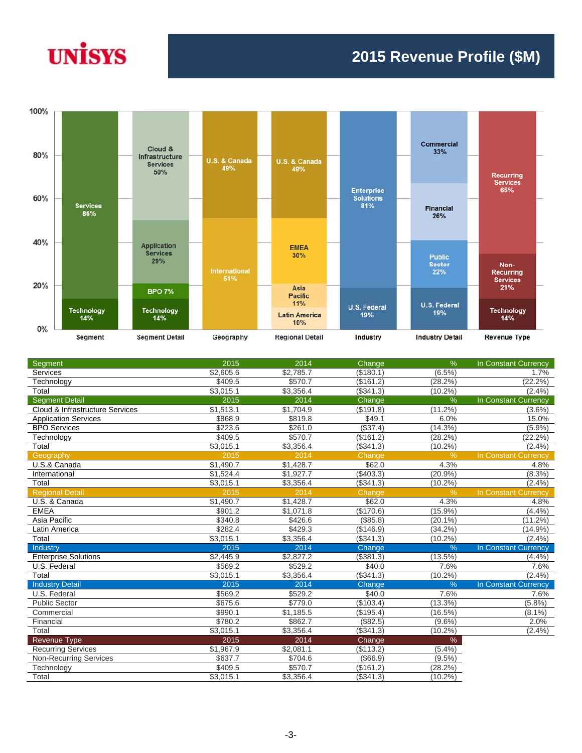UNISYS

# 2015 Revenue Profile ($M)

100%
80%
60%
40%
20%
0%

Segment: Services 86%, Technology 14%

Segment Detail: Cloud & Infrastructure Services 50%, Application Services 29%, BPO 7%, Technology 14%

Geography: U.S. & Canada 49%, International 51%

Regional Detail: U.S. & Canada 49%, EMEA 30%, Asia Pacific 11%, Latin America 10%

Industry: Enterprise Solutions 81%, U.S. Federal 19%

Industry Detail: Commercial 33%, Financial 26%, Public Sector 22%, U.S. Federal 19%

Revenue Type: Recurring Services 65%, Non-Recurring Services 21%, Technology 14%

| Segment | 2015 | 2014 | Change | % | In Constant Currency |
|---|---|---|---|---|---|
| Services | $2,605.6 | $2,785.7 | ($180.1) | (6.5%) | 1.7% |
| Technology | $409.5 | $570.7 | ($161.2) | (28.2%) | (22.2%) |
| Total | $3,015.1 | $3,356.4 | ($341.3) | (10.2%) | (2.4%) |
| **Segment Detail** | **2015** | **2014** | **Change** | **%** | **In Constant Currency** |
| Cloud & Infrastructure Services | $1,513.1 | $1,704.9 | ($191.8) | (11.2%) | (3.6%) |
| Application Services | $868.9 | $819.8 | $49.1 | 6.0% | 15.0% |
| BPO Services | $223.6 | $261.0 | ($37.4) | (14.3%) | (5.9%) |
| Technology | $409.5 | $570.7 | ($161.2) | (28.2%) | (22.2%) |
| Total | $3,015.1 | $3,356.4 | ($341.3) | (10.2%) | (2.4%) |
| **Geography** | **2015** | **2014** | **Change** | **%** | **In Constant Currency** |
| U.S.& Canada | $1,490.7 | $1,428.7 | $62.0 | 4.3% | 4.8% |
| International | $1,524.4 | $1,927.7 | ($403.3) | (20.9%) | (8.3%) |
| Total | $3,015.1 | $3,356.4 | ($341.3) | (10.2%) | (2.4%) |
| **Regional Detail** | **2015** | **2014** | **Change** | **%** | **In Constant Currency** |
| U.S. & Canada | $1,490.7 | $1,428.7 | $62.0 | 4.3% | 4.8% |
| EMEA | $901.2 | $1,071.8 | ($170.6) | (15.9%) | (4.4%) |
| Asia Pacific | $340.8 | $426.6 | ($85.8) | (20.1%) | (11.2%) |
| Latin America | $282.4 | $429.3 | ($146.9) | (34.2%) | (14.9%) |
| Total | $3,015.1 | $3,356.4 | ($341.3) | (10.2%) | (2.4%) |
| **Industry** | **2015** | **2014** | **Change** | **%** | **In Constant Currency** |
| Enterprise Solutions | $2,445.9 | $2,827.2 | ($381.3) | (13.5%) | (4.4%) |
| U.S. Federal | $569.2 | $529.2 | $40.0 | 7.6% | 7.6% |
| Total | $3,015.1 | $3,356.4 | ($341.3) | (10.2%) | (2.4%) |
| **Industry Detail** | **2015** | **2014** | **Change** | **%** | **In Constant Currency** |
| U.S. Federal | $569.2 | $529.2 | $40.0 | 7.6% | 7.6% |
| Public Sector | $675.6 | $779.0 | ($103.4) | (13.3%) | (5.8%) |
| Commercial | $990.1 | $1,185.5 | ($195.4) | (16.5%) | (8.1%) |
| Financial | $780.2 | $862.7 | ($82.5) | (9.6%) | 2.0% |
| Total | $3,015.1 | $3,356.4 | ($341.3) | (10.2%) | (2.4%) |
| **Revenue Type** | **2015** | **2014** | **Change** | **%** | |
| Recurring Services | $1,967.9 | $2,081.1 | ($113.2) | (5.4%) | |
| Non-Recurring Services | $637.7 | $704.6 | ($66.9) | (9.5%) | |
| Technology | $409.5 | $570.7 | ($161.2) | (28.2%) | |
| Total | $3,015.1 | $3,356.4 | ($341.3) | (10.2%) | |